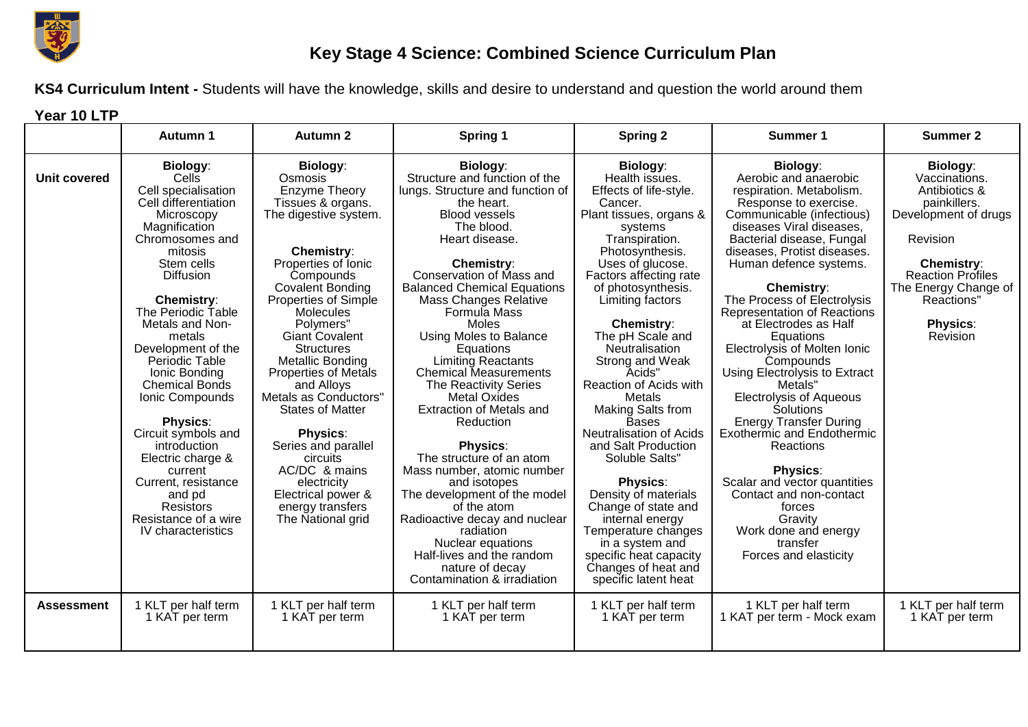# Key Stage 4 Science: Combined Science Curriculum Plan

**KS4 Curriculum Intent -** Students will have the knowledge, skills and desire to understand and question the world around them

**Year 10 LTP**

| | Autumn 1 | Autumn 2 | Spring 1 | Spring 2 | Summer 1 | Summer 2 |
|---|---|---|---|---|---|---|
| **Unit covered** | **Biology**:<br>Cells<br>Cell specialisation<br>Cell differentiation<br>Microscopy<br>Magnification<br>Chromosomes and mitosis<br>Stem cells<br>Diffusion<br><br>**Chemistry**:<br>The Periodic Table<br>Metals and Non-metals<br>Development of the Periodic Table<br>Ionic Bonding<br>Chemical Bonds<br>Ionic Compounds<br><br>**Physics**:<br>Circuit symbols and introduction<br>Electric charge & current<br>Current, resistance and pd<br>Resistors<br>Resistance of a wire<br>IV characteristics | **Biology**:<br>Osmosis<br>Enzyme Theory<br>Tissues & organs.<br>The digestive system.<br><br>**Chemistry**:<br>Properties of Ionic Compounds<br>Covalent Bonding<br>Properties of Simple Molecules<br>Polymers"<br>Giant Covalent Structures<br>Metallic Bonding<br>Properties of Metals and Alloys<br>Metals as Conductors"<br>States of Matter<br><br>**Physics**:<br>Series and parallel circuits<br>AC/DC & mains electricity<br>Electrical power & energy transfers<br>The National grid | **Biology**:<br>Structure and function of the lungs. Structure and function of the heart.<br>Blood vessels<br>The blood.<br>Heart disease.<br><br>**Chemistry**:<br>Conservation of Mass and Balanced Chemical Equations<br>Mass Changes Relative Formula Mass<br>Moles<br>Using Moles to Balance Equations<br>Limiting Reactants<br>Chemical Measurements<br>The Reactivity Series<br>Metal Oxides<br>Extraction of Metals and Reduction<br><br>**Physics**:<br>The structure of an atom<br>Mass number, atomic number and isotopes<br>The development of the model of the atom<br>Radioactive decay and nuclear radiation<br>Nuclear equations<br>Half-lives and the random nature of decay<br>Contamination & irradiation | **Biology**:<br>Health issues.<br>Effects of life-style.<br>Cancer.<br>Plant tissues, organs & systems<br>Transpiration.<br>Photosynthesis.<br>Uses of glucose.<br>Factors affecting rate of photosynthesis.<br>Limiting factors<br><br>**Chemistry**:<br>The pH Scale and Neutralisation<br>Strong and Weak Acids"<br>Reaction of Acids with Metals<br>Making Salts from Bases<br>Neutralisation of Acids and Salt Production<br>Soluble Salts"<br><br>**Physics**:<br>Density of materials<br>Change of state and internal energy<br>Temperature changes in a system and specific heat capacity<br>Changes of heat and specific latent heat | **Biology**:<br>Aerobic and anaerobic respiration. Metabolism.<br>Response to exercise.<br>Communicable (infectious) diseases Viral diseases, Bacterial disease, Fungal diseases, Protist diseases.<br>Human defence systems.<br><br>**Chemistry**:<br>The Process of Electrolysis<br>Representation of Reactions at Electrodes as Half Equations<br>Electrolysis of Molten Ionic Compounds<br>Using Electrolysis to Extract Metals"<br>Electrolysis of Aqueous Solutions<br>Energy Transfer During Exothermic and Endothermic Reactions<br><br>**Physics**:<br>Scalar and vector quantities<br>Contact and non-contact forces<br>Gravity<br>Work done and energy transfer<br>Forces and elasticity | **Biology**:<br>Vaccinations.<br>Antibiotics & painkillers.<br>Development of drugs<br><br>Revision<br><br>**Chemistry**:<br>Reaction Profiles<br>The Energy Change of Reactions"<br><br>**Physics**:<br>Revision |
| **Assessment** | 1 KLT per half term<br>1 KAT per term | 1 KLT per half term<br>1 KAT per term | 1 KLT per half term<br>1 KAT per term | 1 KLT per half term<br>1 KAT per term | 1 KLT per half term<br>1 KAT per term - Mock exam | 1 KLT per half term<br>1 KAT per term |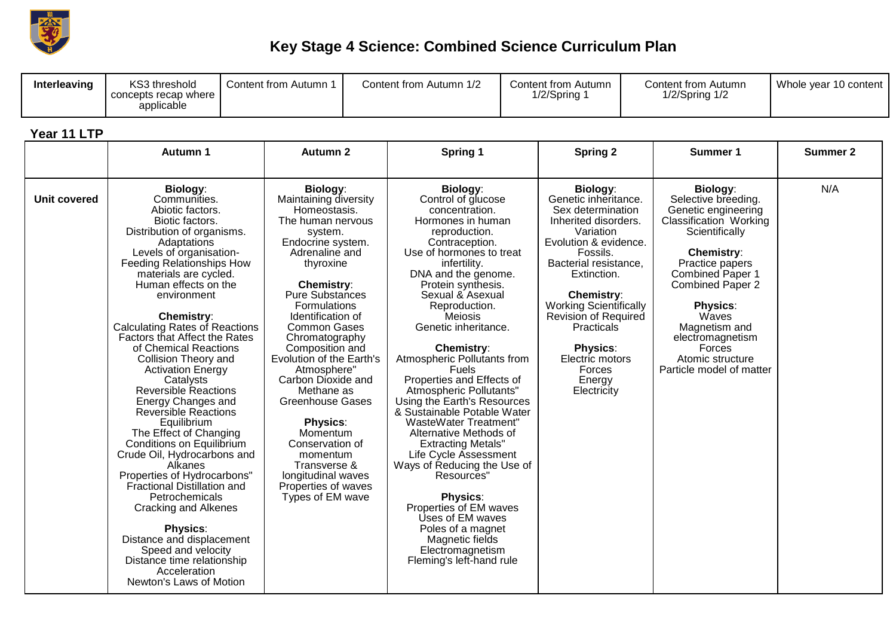# Key Stage 4 Science: Combined Science Curriculum Plan

| Interleaving | KS3 threshold concepts recap where applicable | Content from Autumn 1 | Content from Autumn 1/2 | Content from Autumn 1/2/Spring 1 | Content from Autumn 1/2/Spring 1/2 | Whole year 10 content |
|---|---|---|---|---|---|---|

## Year 11 LTP

| | Autumn 1 | Autumn 2 | Spring 1 | Spring 2 | Summer 1 | Summer 2 |
|---|---|---|---|---|---|---|
| **Unit covered** | **Biology**:<br>Communities.<br>Abiotic factors.<br>Biotic factors.<br>Distribution of organisms.<br>Adaptations<br>Levels of organisation-<br>Feeding Relationships How materials are cycled.<br>Human effects on the environment<br><br>**Chemistry**:<br>Calculating Rates of Reactions<br>Factors that Affect the Rates of Chemical Reactions<br>Collision Theory and Activation Energy<br>Catalysts<br>Reversible Reactions<br>Energy Changes and Reversible Reactions<br>Equilibrium<br>The Effect of Changing Conditions on Equilibrium<br>Crude Oil, Hydrocarbons and Alkanes<br>Properties of Hydrocarbons"<br>Fractional Distillation and Petrochemicals<br>Cracking and Alkenes<br><br>**Physics**:<br>Distance and displacement<br>Speed and velocity<br>Distance time relationship<br>Acceleration<br>Newton's Laws of Motion | **Biology**:<br>Maintaining diversity<br>Homeostasis.<br>The human nervous system.<br>Endocrine system.<br>Adrenaline and thyroxine<br><br>**Chemistry**:<br>Pure Substances<br>Formulations<br>Identification of Common Gases<br>Chromatography<br>Composition and Evolution of the Earth's Atmosphere"<br>Carbon Dioxide and Methane as Greenhouse Gases<br><br>**Physics**:<br>Momentum<br>Conservation of momentum<br>Transverse & longitudinal waves<br>Properties of waves<br>Types of EM wave | **Biology**:<br>Control of glucose concentration.<br>Hormones in human reproduction.<br>Contraception.<br>Use of hormones to treat infertility.<br>DNA and the genome.<br>Protein synthesis.<br>Sexual & Asexual Reproduction.<br>Meiosis<br>Genetic inheritance.<br><br>**Chemistry**:<br>Atmospheric Pollutants from Fuels<br>Properties and Effects of Atmospheric Pollutants"<br>Using the Earth's Resources & Sustainable Potable Water<br>WasteWater Treatment"<br>Alternative Methods of Extracting Metals"<br>Life Cycle Assessment<br>Ways of Reducing the Use of Resources"<br><br>**Physics**:<br>Properties of EM waves<br>Uses of EM waves<br>Poles of a magnet<br>Magnetic fields<br>Electromagnetism<br>Fleming's left-hand rule | **Biology**:<br>Genetic inheritance.<br>Sex determination<br>Inherited disorders.<br>Variation<br>Evolution & evidence.<br>Fossils.<br>Bacterial resistance,<br>Extinction.<br><br>**Chemistry**:<br>Working Scientifically<br>Revision of Required Practicals<br><br>**Physics**:<br>Electric motors<br>Forces<br>Energy<br>Electricity | **Biology**:<br>Selective breeding.<br>Genetic engineering<br>Classification Working Scientifically<br><br>**Chemistry**:<br>Practice papers<br>Combined Paper 1<br>Combined Paper 2<br><br>**Physics**:<br>Waves<br>Magnetism and electromagnetism<br>Forces<br>Atomic structure<br>Particle model of matter | N/A |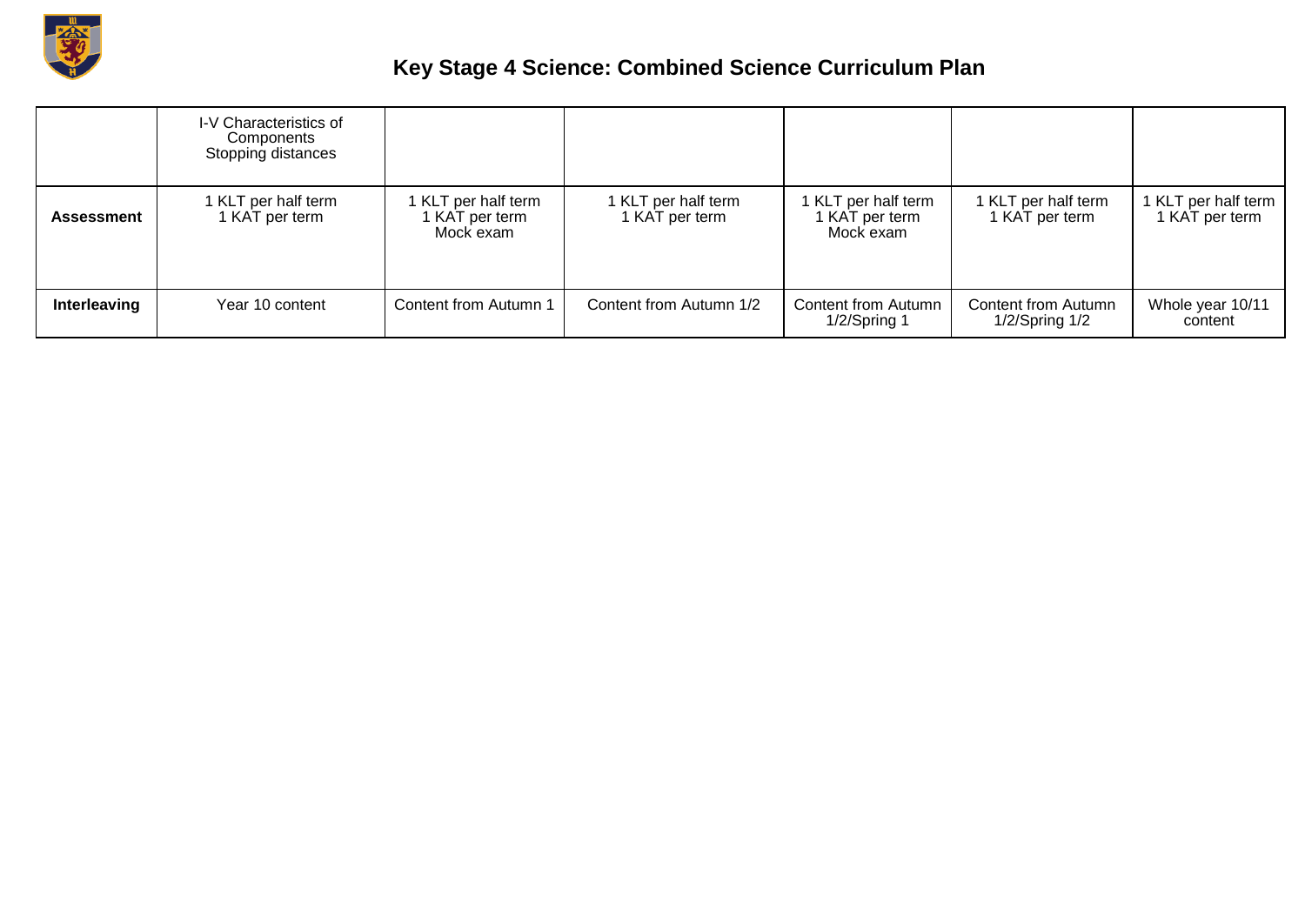# Key Stage 4 Science: Combined Science Curriculum Plan

| | | | | | | |
|---|---|---|---|---|---|---|
| | I-V Characteristics of Components<br>Stopping distances | | | | | |
| **Assessment** | 1 KLT per half term<br>1 KAT per term | 1 KLT per half term<br>1 KAT per term<br>Mock exam | 1 KLT per half term<br>1 KAT per term | 1 KLT per half term<br>1 KAT per term<br>Mock exam | 1 KLT per half term<br>1 KAT per term | 1 KLT per half term<br>1 KAT per term |
| **Interleaving** | Year 10 content | Content from Autumn 1 | Content from Autumn 1/2 | Content from Autumn 1/2/Spring 1 | Content from Autumn 1/2/Spring 1/2 | Whole year 10/11 content |